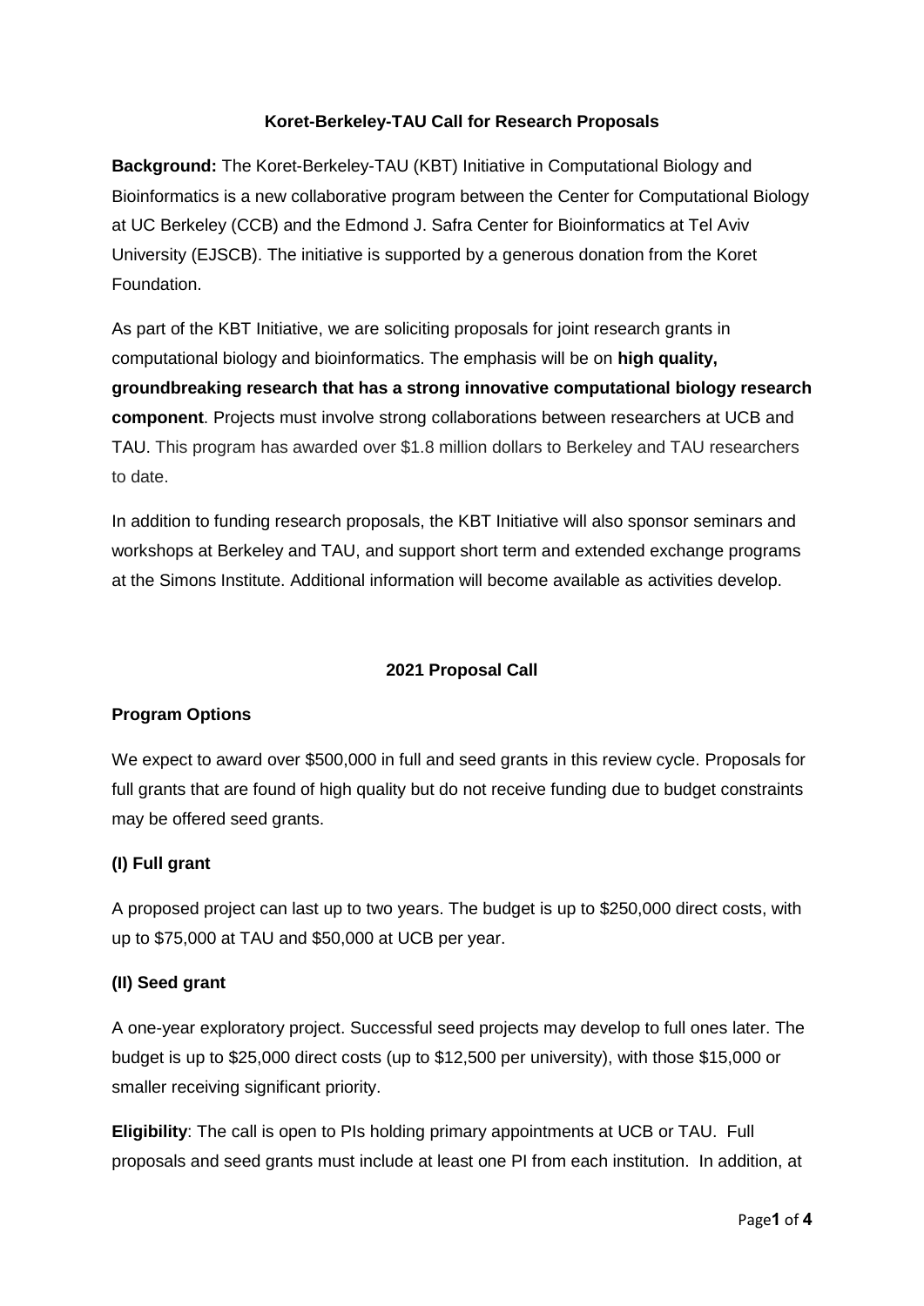# Koret-Berkeley-TAU Call for Research Proposals

**Background:** The Koret-Berkeley-TAU (KBT) Initiative in Computational Biology and Bioinformatics is a new collaborative program between the Center for Computational Biology at UC Berkeley (CCB) and the Edmond J. Safra Center for Bioinformatics at Tel Aviv University (EJSCB). The initiative is supported by a generous donation from the Koret Foundation.

As part of the KBT Initiative, we are soliciting proposals for joint research grants in computational biology and bioinformatics. The emphasis will be on **high quality, groundbreaking research that has a strong innovative computational biology research component**. Projects must involve strong collaborations between researchers at UCB and TAU. This program has awarded over $1.8 million dollars to Berkeley and TAU researchers to date.

In addition to funding research proposals, the KBT Initiative will also sponsor seminars and workshops at Berkeley and TAU, and support short term and extended exchange programs at the Simons Institute. Additional information will become available as activities develop.

## 2021 Proposal Call

### Program Options

We expect to award over $500,000 in full and seed grants in this review cycle. Proposals for full grants that are found of high quality but do not receive funding due to budget constraints may be offered seed grants.

### (I) Full grant

A proposed project can last up to two years. The budget is up to $250,000 direct costs, with up to $75,000 at TAU and $50,000 at UCB per year.

### (II) Seed grant

A one-year exploratory project. Successful seed projects may develop to full ones later. The budget is up to $25,000 direct costs (up to $12,500 per university), with those $15,000 or smaller receiving significant priority.

**Eligibility**: The call is open to PIs holding primary appointments at UCB or TAU. Full proposals and seed grants must include at least one PI from each institution. In addition, at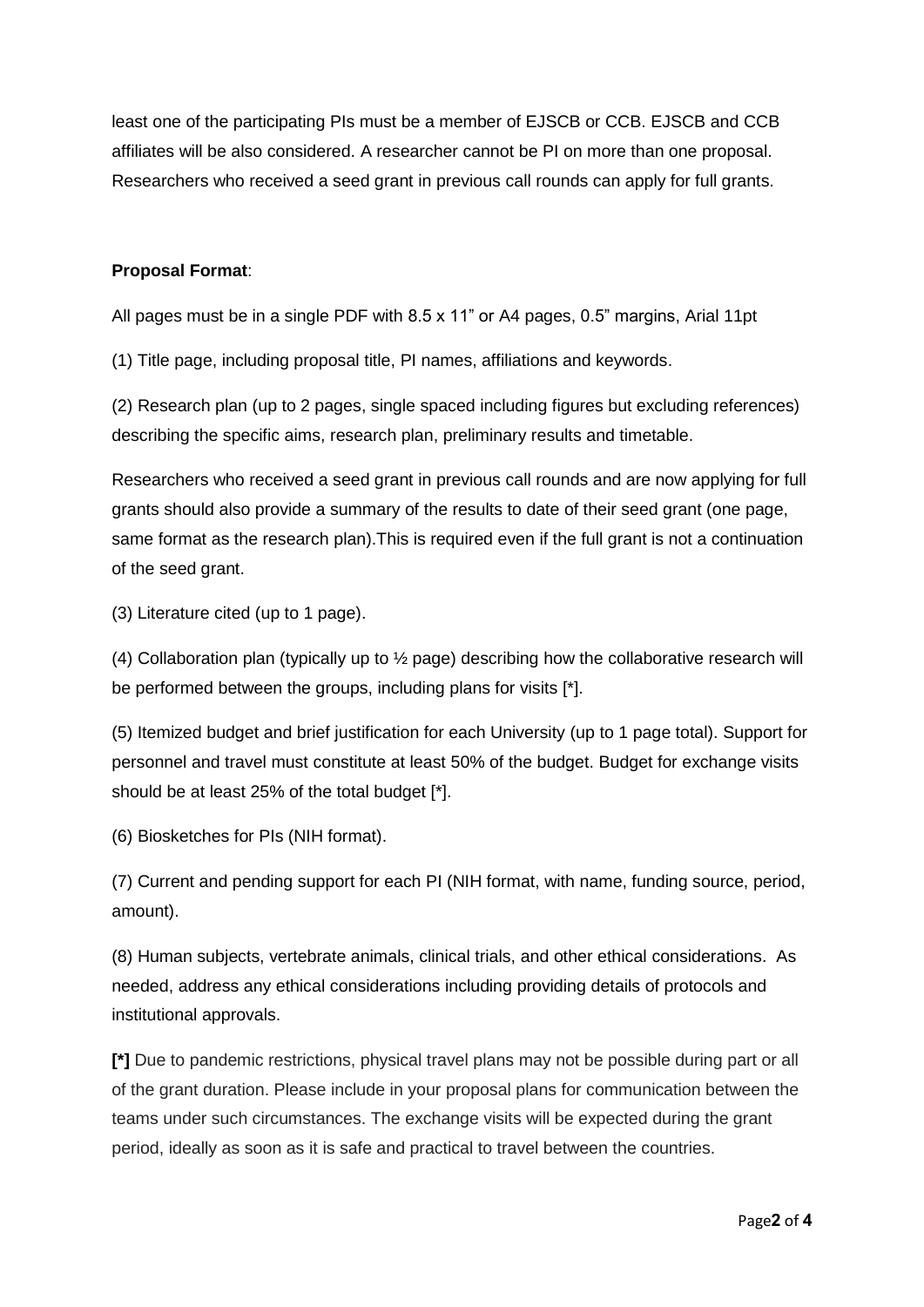least one of the participating PIs must be a member of EJSCB or CCB. EJSCB and CCB affiliates will be also considered. A researcher cannot be PI on more than one proposal. Researchers who received a seed grant in previous call rounds can apply for full grants.

**Proposal Format**:

All pages must be in a single PDF with 8.5 x 11" or A4 pages, 0.5" margins, Arial 11pt

(1) Title page, including proposal title, PI names, affiliations and keywords.

(2) Research plan (up to 2 pages, single spaced including figures but excluding references) describing the specific aims, research plan, preliminary results and timetable.

Researchers who received a seed grant in previous call rounds and are now applying for full grants should also provide a summary of the results to date of their seed grant (one page, same format as the research plan).This is required even if the full grant is not a continuation of the seed grant.

(3) Literature cited (up to 1 page).

(4) Collaboration plan (typically up to ½ page) describing how the collaborative research will be performed between the groups, including plans for visits [*].

(5) Itemized budget and brief justification for each University (up to 1 page total). Support for personnel and travel must constitute at least 50% of the budget. Budget for exchange visits should be at least 25% of the total budget [*].

(6) Biosketches for PIs (NIH format).

(7) Current and pending support for each PI (NIH format, with name, funding source, period, amount).

(8) Human subjects, vertebrate animals, clinical trials, and other ethical considerations. As needed, address any ethical considerations including providing details of protocols and institutional approvals.

**[*]** Due to pandemic restrictions, physical travel plans may not be possible during part or all of the grant duration. Please include in your proposal plans for communication between the teams under such circumstances. The exchange visits will be expected during the grant period, ideally as soon as it is safe and practical to travel between the countries.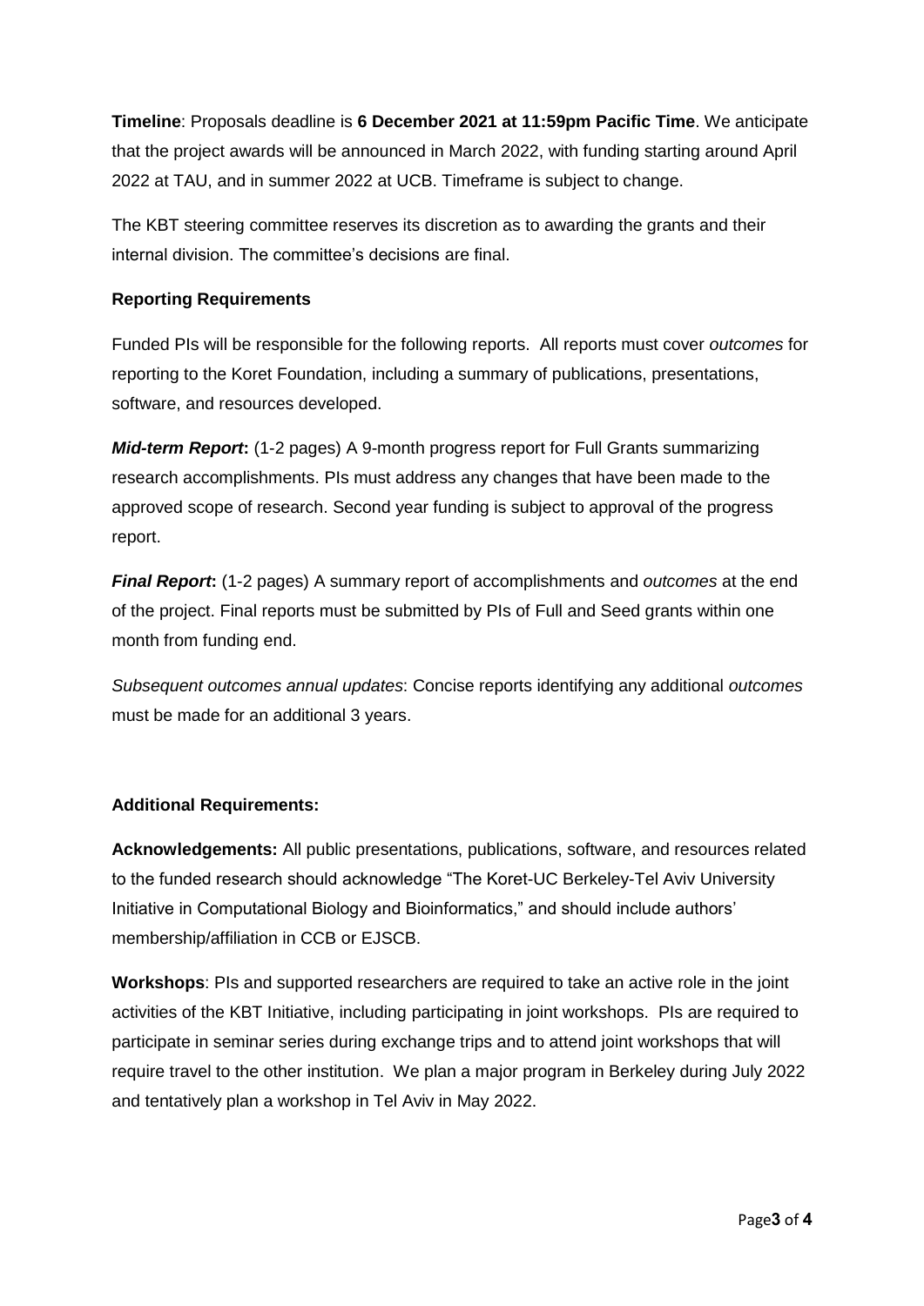**Timeline**: Proposals deadline is **6 December 2021 at 11:59pm Pacific Time**. We anticipate that the project awards will be announced in March 2022, with funding starting around April 2022 at TAU, and in summer 2022 at UCB. Timeframe is subject to change.

The KBT steering committee reserves its discretion as to awarding the grants and their internal division. The committee's decisions are final.

**Reporting Requirements**

Funded PIs will be responsible for the following reports. All reports must cover *outcomes* for reporting to the Koret Foundation, including a summary of publications, presentations, software, and resources developed.

***Mid-term Report*:** (1-2 pages) A 9-month progress report for Full Grants summarizing research accomplishments. PIs must address any changes that have been made to the approved scope of research. Second year funding is subject to approval of the progress report.

***Final Report*:** (1-2 pages) A summary report of accomplishments and *outcomes* at the end of the project. Final reports must be submitted by PIs of Full and Seed grants within one month from funding end.

*Subsequent outcomes annual updates*: Concise reports identifying any additional *outcomes* must be made for an additional 3 years.

**Additional Requirements:**

**Acknowledgements:** All public presentations, publications, software, and resources related to the funded research should acknowledge "The Koret-UC Berkeley-Tel Aviv University Initiative in Computational Biology and Bioinformatics," and should include authors' membership/affiliation in CCB or EJSCB.

**Workshops**: PIs and supported researchers are required to take an active role in the joint activities of the KBT Initiative, including participating in joint workshops. PIs are required to participate in seminar series during exchange trips and to attend joint workshops that will require travel to the other institution. We plan a major program in Berkeley during July 2022 and tentatively plan a workshop in Tel Aviv in May 2022.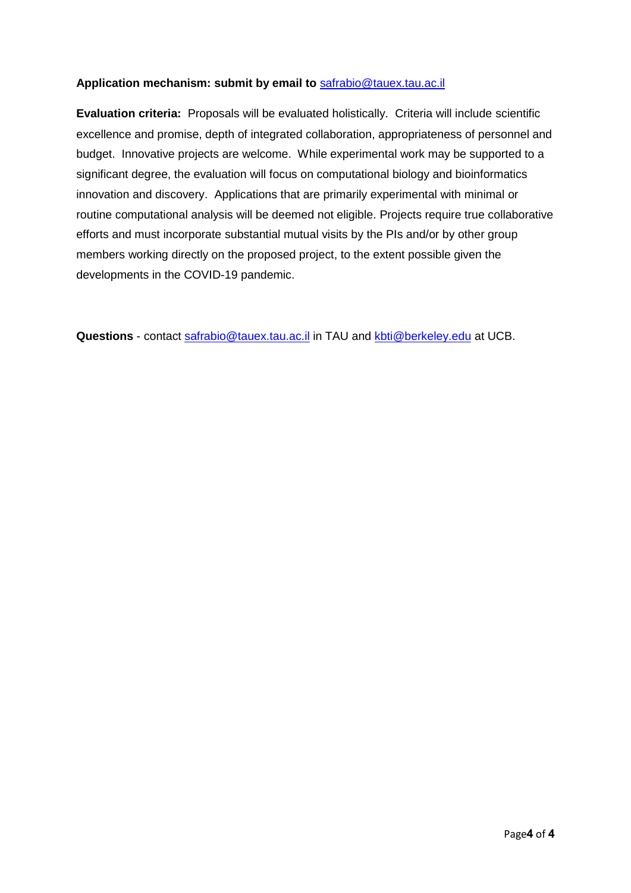**Application mechanism: submit by email to** safrabio@tauex.tau.ac.il

**Evaluation criteria:** Proposals will be evaluated holistically. Criteria will include scientific excellence and promise, depth of integrated collaboration, appropriateness of personnel and budget. Innovative projects are welcome. While experimental work may be supported to a significant degree, the evaluation will focus on computational biology and bioinformatics innovation and discovery. Applications that are primarily experimental with minimal or routine computational analysis will be deemed not eligible. Projects require true collaborative efforts and must incorporate substantial mutual visits by the PIs and/or by other group members working directly on the proposed project, to the extent possible given the developments in the COVID-19 pandemic.

**Questions** - contact safrabio@tauex.tau.ac.il in TAU and kbti@berkeley.edu at UCB.